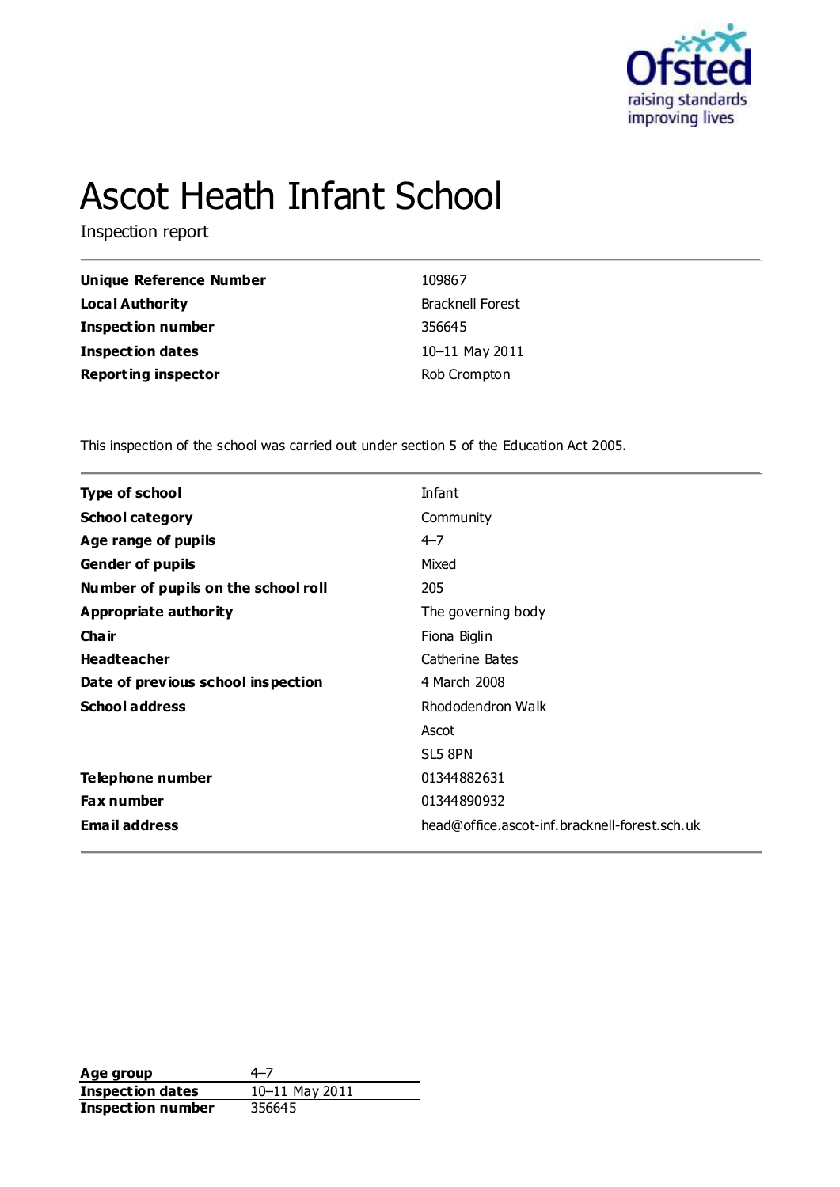# Ascot Heath Infant School

Inspection report

| | |
|---|---|
| **Unique Reference Number** | 109867 |
| **Local Authority** | Bracknell Forest |
| **Inspection number** | 356645 |
| **Inspection dates** | 10–11 May 2011 |
| **Reporting inspector** | Rob Crompton |

This inspection of the school was carried out under section 5 of the Education Act 2005.

| | |
|---|---|
| **Type of school** | Infant |
| **School category** | Community |
| **Age range of pupils** | 4–7 |
| **Gender of pupils** | Mixed |
| **Number of pupils on the school roll** | 205 |
| **Appropriate authority** | The governing body |
| **Chair** | Fiona Biglin |
| **Headteacher** | Catherine Bates |
| **Date of previous school inspection** | 4 March 2008 |
| **School address** | Rhododendron Walk<br>Ascot<br>SL5 8PN |
| **Telephone number** | 01344882631 |
| **Fax number** | 01344890932 |
| **Email address** | head@office.ascot-inf.bracknell-forest.sch.uk |

| | |
|---|---|
| **Age group** | 4–7 |
| **Inspection dates** | 10–11 May 2011 |
| **Inspection number** | 356645 |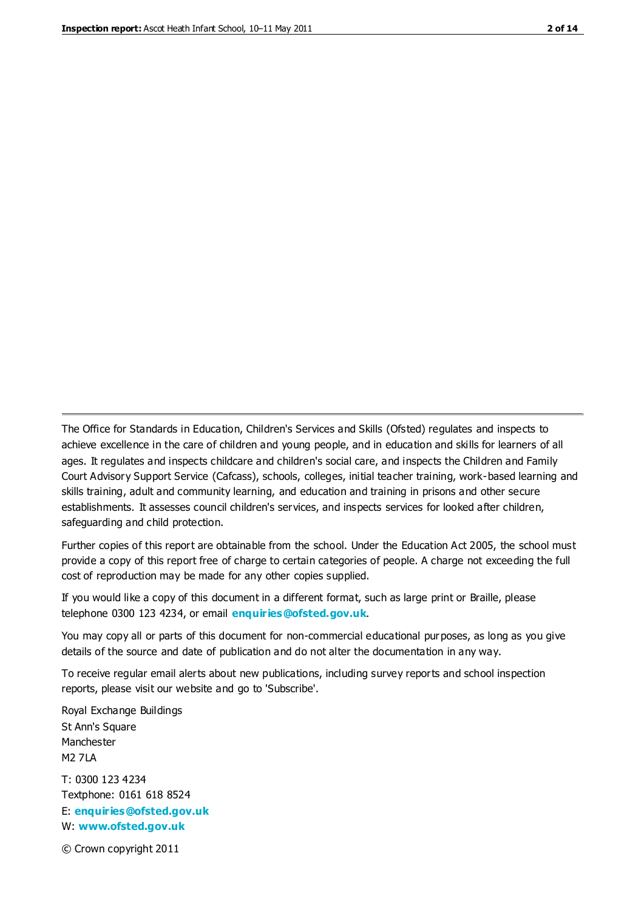The Office for Standards in Education, Children's Services and Skills (Ofsted) regulates and inspects to achieve excellence in the care of children and young people, and in education and skills for learners of all ages. It regulates and inspects childcare and children's social care, and inspects the Children and Family Court Advisory Support Service (Cafcass), schools, colleges, initial teacher training, work-based learning and skills training, adult and community learning, and education and training in prisons and other secure establishments. It assesses council children's services, and inspects services for looked after children, safeguarding and child protection.

Further copies of this report are obtainable from the school. Under the Education Act 2005, the school must provide a copy of this report free of charge to certain categories of people. A charge not exceeding the full cost of reproduction may be made for any other copies supplied.

If you would like a copy of this document in a different format, such as large print or Braille, please telephone 0300 123 4234, or email **enquiries@ofsted.gov.uk**.

You may copy all or parts of this document for non-commercial educational purposes, as long as you give details of the source and date of publication and do not alter the documentation in any way.

To receive regular email alerts about new publications, including survey reports and school inspection reports, please visit our website and go to 'Subscribe'.

Royal Exchange Buildings
St Ann's Square
Manchester
M2 7LA

T: 0300 123 4234
Textphone: 0161 618 8524
E: **enquiries@ofsted.gov.uk**
W: **www.ofsted.gov.uk**

© Crown copyright 2011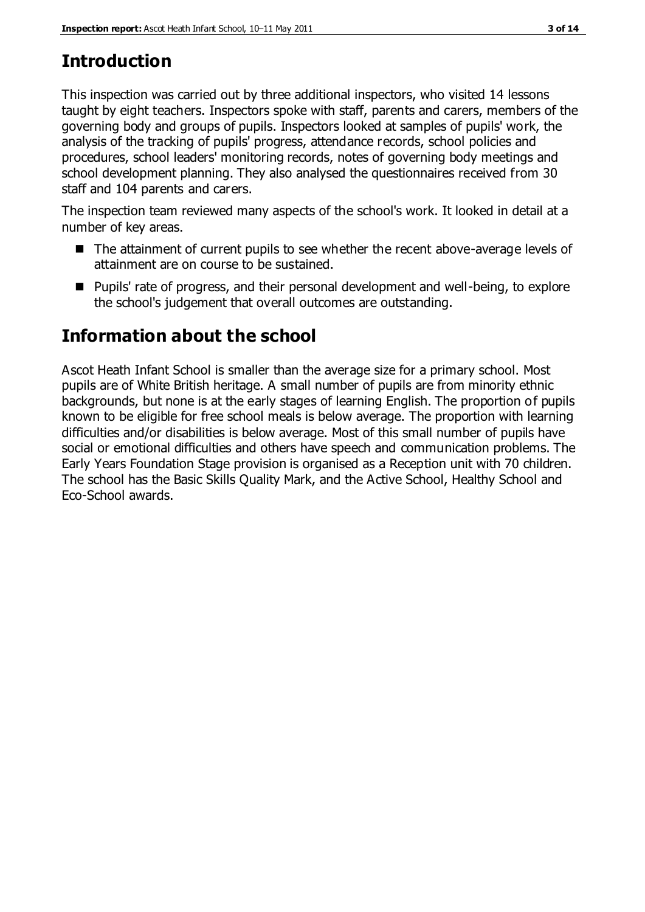# Introduction

This inspection was carried out by three additional inspectors, who visited 14 lessons taught by eight teachers. Inspectors spoke with staff, parents and carers, members of the governing body and groups of pupils. Inspectors looked at samples of pupils' work, the analysis of the tracking of pupils' progress, attendance records, school policies and procedures, school leaders' monitoring records, notes of governing body meetings and school development planning. They also analysed the questionnaires received from 30 staff and 104 parents and carers.

The inspection team reviewed many aspects of the school's work. It looked in detail at a number of key areas.

- The attainment of current pupils to see whether the recent above-average levels of attainment are on course to be sustained.
- Pupils' rate of progress, and their personal development and well-being, to explore the school's judgement that overall outcomes are outstanding.

# Information about the school

Ascot Heath Infant School is smaller than the average size for a primary school. Most pupils are of White British heritage. A small number of pupils are from minority ethnic backgrounds, but none is at the early stages of learning English. The proportion of pupils known to be eligible for free school meals is below average. The proportion with learning difficulties and/or disabilities is below average. Most of this small number of pupils have social or emotional difficulties and others have speech and communication problems. The Early Years Foundation Stage provision is organised as a Reception unit with 70 children. The school has the Basic Skills Quality Mark, and the Active School, Healthy School and Eco-School awards.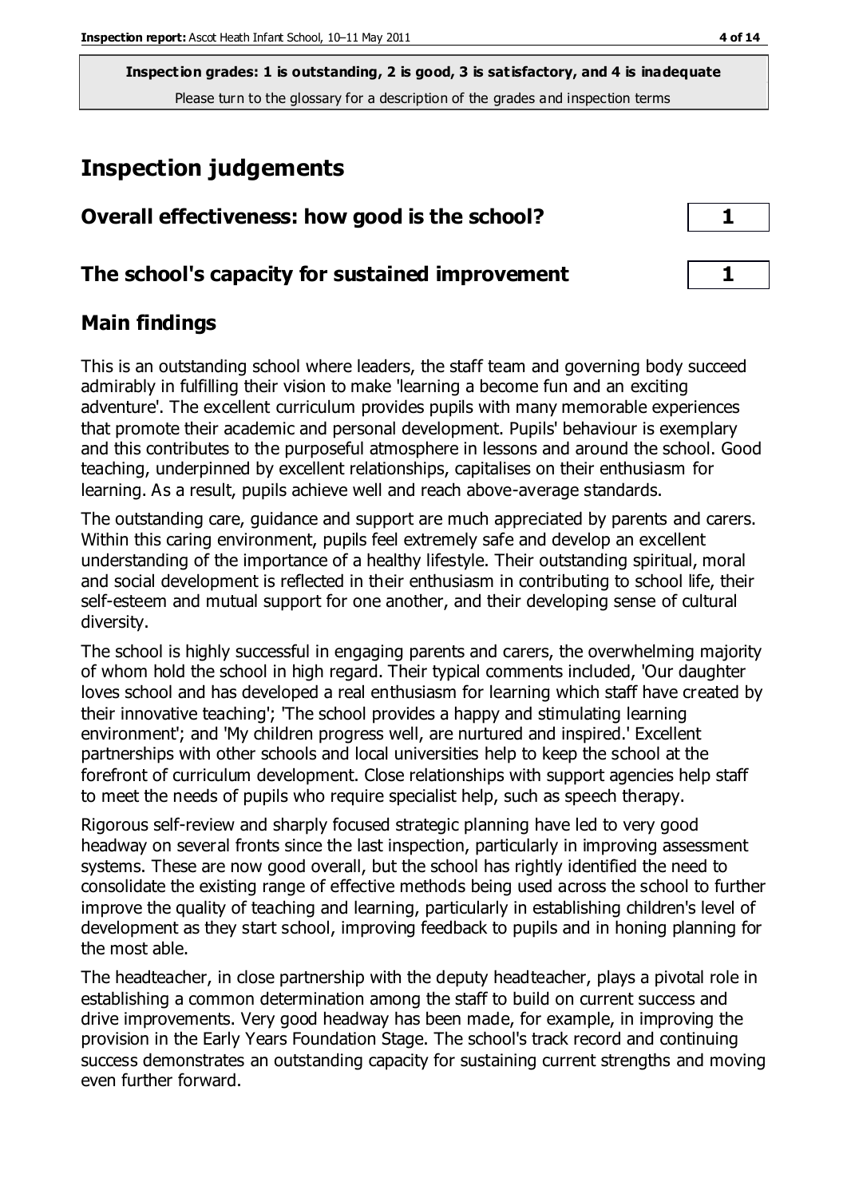**Inspection grades: 1 is outstanding, 2 is good, 3 is satisfactory, and 4 is inadequate**
Please turn to the glossary for a description of the grades and inspection terms

# Inspection judgements

| | |
|---|---|
| **Overall effectiveness: how good is the school?** | **1** |
| **The school's capacity for sustained improvement** | **1** |

## Main findings

This is an outstanding school where leaders, the staff team and governing body succeed admirably in fulfilling their vision to make 'learning a become fun and an exciting adventure'. The excellent curriculum provides pupils with many memorable experiences that promote their academic and personal development. Pupils' behaviour is exemplary and this contributes to the purposeful atmosphere in lessons and around the school. Good teaching, underpinned by excellent relationships, capitalises on their enthusiasm for learning. As a result, pupils achieve well and reach above-average standards.

The outstanding care, guidance and support are much appreciated by parents and carers. Within this caring environment, pupils feel extremely safe and develop an excellent understanding of the importance of a healthy lifestyle. Their outstanding spiritual, moral and social development is reflected in their enthusiasm in contributing to school life, their self-esteem and mutual support for one another, and their developing sense of cultural diversity.

The school is highly successful in engaging parents and carers, the overwhelming majority of whom hold the school in high regard. Their typical comments included, 'Our daughter loves school and has developed a real enthusiasm for learning which staff have created by their innovative teaching'; 'The school provides a happy and stimulating learning environment'; and 'My children progress well, are nurtured and inspired.' Excellent partnerships with other schools and local universities help to keep the school at the forefront of curriculum development. Close relationships with support agencies help staff to meet the needs of pupils who require specialist help, such as speech therapy.

Rigorous self-review and sharply focused strategic planning have led to very good headway on several fronts since the last inspection, particularly in improving assessment systems. These are now good overall, but the school has rightly identified the need to consolidate the existing range of effective methods being used across the school to further improve the quality of teaching and learning, particularly in establishing children's level of development as they start school, improving feedback to pupils and in honing planning for the most able.

The headteacher, in close partnership with the deputy headteacher, plays a pivotal role in establishing a common determination among the staff to build on current success and drive improvements. Very good headway has been made, for example, in improving the provision in the Early Years Foundation Stage. The school's track record and continuing success demonstrates an outstanding capacity for sustaining current strengths and moving even further forward.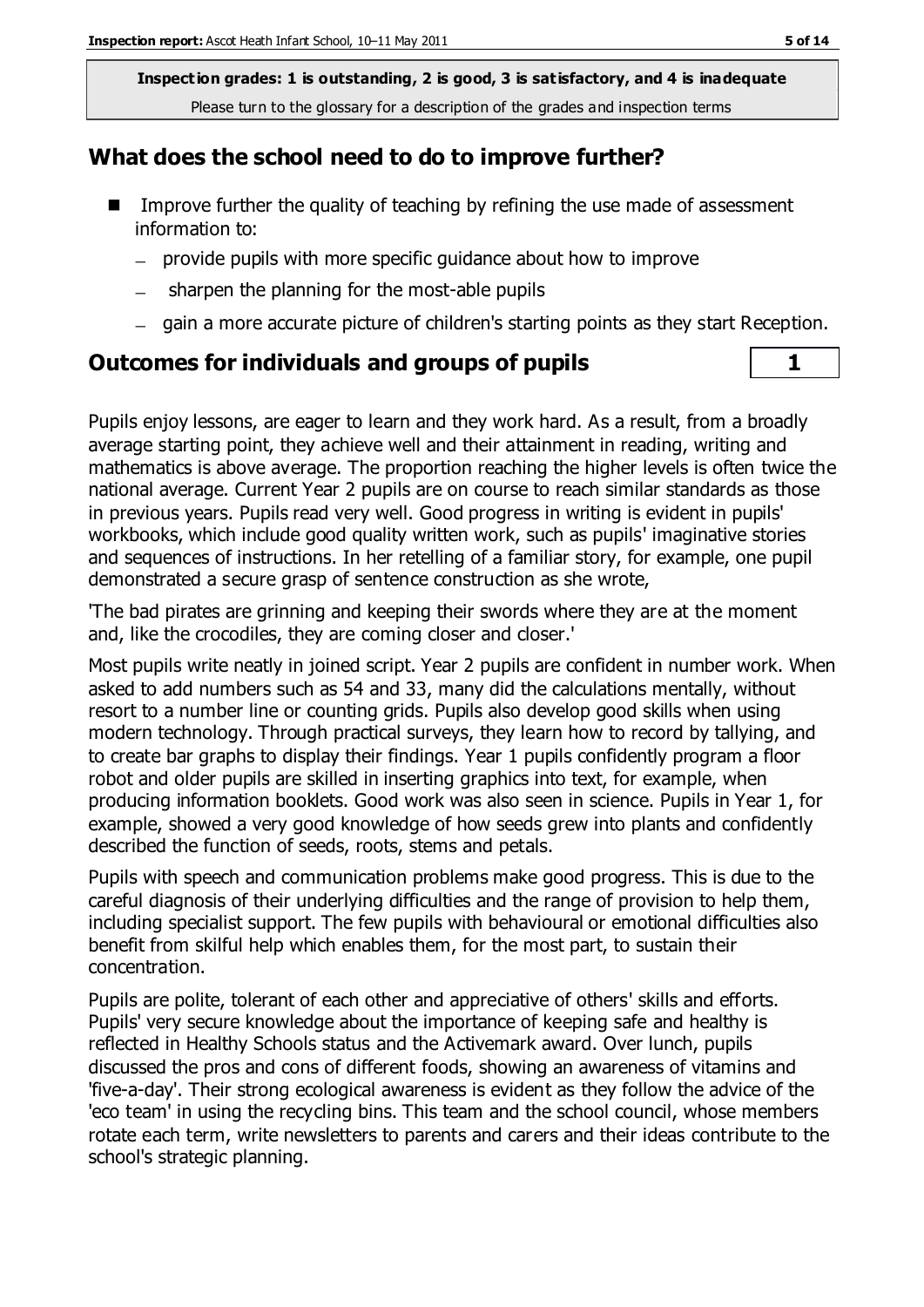**Inspection grades: 1 is outstanding, 2 is good, 3 is satisfactory, and 4 is inadequate**
Please turn to the glossary for a description of the grades and inspection terms

## What does the school need to do to improve further?

- Improve further the quality of teaching by refining the use made of assessment information to:
  - provide pupils with more specific guidance about how to improve
  - sharpen the planning for the most-able pupils
  - gain a more accurate picture of children's starting points as they start Reception.

## Outcomes for individuals and groups of pupils | 1

Pupils enjoy lessons, are eager to learn and they work hard. As a result, from a broadly average starting point, they achieve well and their attainment in reading, writing and mathematics is above average. The proportion reaching the higher levels is often twice the national average. Current Year 2 pupils are on course to reach similar standards as those in previous years. Pupils read very well. Good progress in writing is evident in pupils' workbooks, which include good quality written work, such as pupils' imaginative stories and sequences of instructions. In her retelling of a familiar story, for example, one pupil demonstrated a secure grasp of sentence construction as she wrote,

'The bad pirates are grinning and keeping their swords where they are at the moment and, like the crocodiles, they are coming closer and closer.'

Most pupils write neatly in joined script. Year 2 pupils are confident in number work. When asked to add numbers such as 54 and 33, many did the calculations mentally, without resort to a number line or counting grids. Pupils also develop good skills when using modern technology. Through practical surveys, they learn how to record by tallying, and to create bar graphs to display their findings. Year 1 pupils confidently program a floor robot and older pupils are skilled in inserting graphics into text, for example, when producing information booklets. Good work was also seen in science. Pupils in Year 1, for example, showed a very good knowledge of how seeds grew into plants and confidently described the function of seeds, roots, stems and petals.

Pupils with speech and communication problems make good progress. This is due to the careful diagnosis of their underlying difficulties and the range of provision to help them, including specialist support. The few pupils with behavioural or emotional difficulties also benefit from skilful help which enables them, for the most part, to sustain their concentration.

Pupils are polite, tolerant of each other and appreciative of others' skills and efforts. Pupils' very secure knowledge about the importance of keeping safe and healthy is reflected in Healthy Schools status and the Activemark award. Over lunch, pupils discussed the pros and cons of different foods, showing an awareness of vitamins and 'five-a-day'. Their strong ecological awareness is evident as they follow the advice of the 'eco team' in using the recycling bins. This team and the school council, whose members rotate each term, write newsletters to parents and carers and their ideas contribute to the school's strategic planning.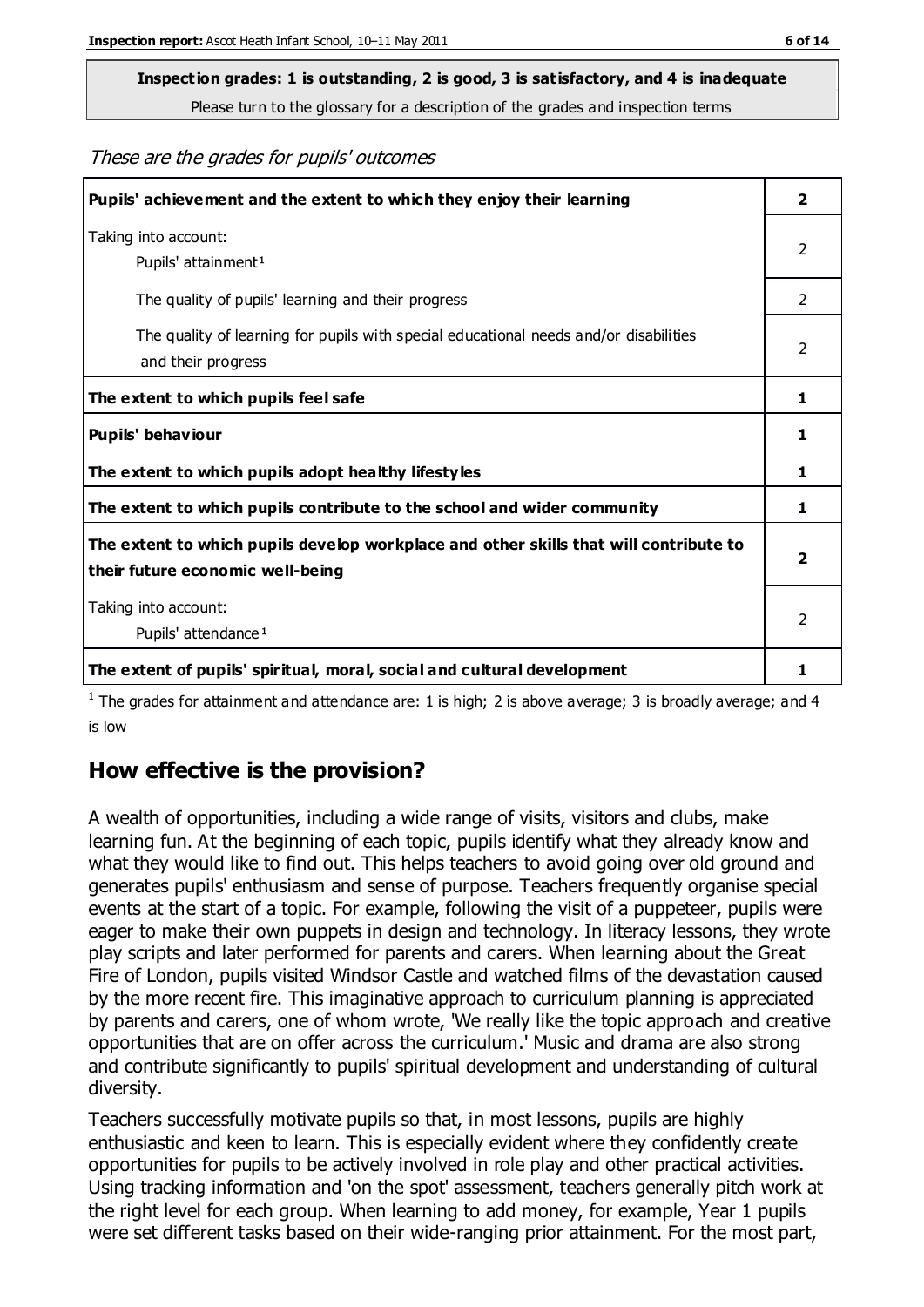**Inspection grades: 1 is outstanding, 2 is good, 3 is satisfactory, and 4 is inadequate**
Please turn to the glossary for a description of the grades and inspection terms

*These are the grades for pupils' outcomes*

| | |
|---|---|
| **Pupils' achievement and the extent to which they enjoy their learning** | **2** |
| Taking into account: Pupils' attainment[1] | 2 |
| The quality of pupils' learning and their progress | 2 |
| The quality of learning for pupils with special educational needs and/or disabilities and their progress | 2 |
| **The extent to which pupils feel safe** | **1** |
| **Pupils' behaviour** | **1** |
| **The extent to which pupils adopt healthy lifestyles** | **1** |
| **The extent to which pupils contribute to the school and wider community** | **1** |
| **The extent to which pupils develop workplace and other skills that will contribute to their future economic well-being** | **2** |
| Taking into account: Pupils' attendance[1] | 2 |
| **The extent of pupils' spiritual, moral, social and cultural development** | **1** |

[1] The grades for attainment and attendance are: 1 is high; 2 is above average; 3 is broadly average; and 4 is low

## How effective is the provision?

A wealth of opportunities, including a wide range of visits, visitors and clubs, make learning fun. At the beginning of each topic, pupils identify what they already know and what they would like to find out. This helps teachers to avoid going over old ground and generates pupils' enthusiasm and sense of purpose. Teachers frequently organise special events at the start of a topic. For example, following the visit of a puppeteer, pupils were eager to make their own puppets in design and technology. In literacy lessons, they wrote play scripts and later performed for parents and carers. When learning about the Great Fire of London, pupils visited Windsor Castle and watched films of the devastation caused by the more recent fire. This imaginative approach to curriculum planning is appreciated by parents and carers, one of whom wrote, 'We really like the topic approach and creative opportunities that are on offer across the curriculum.' Music and drama are also strong and contribute significantly to pupils' spiritual development and understanding of cultural diversity.

Teachers successfully motivate pupils so that, in most lessons, pupils are highly enthusiastic and keen to learn. This is especially evident where they confidently create opportunities for pupils to be actively involved in role play and other practical activities. Using tracking information and 'on the spot' assessment, teachers generally pitch work at the right level for each group. When learning to add money, for example, Year 1 pupils were set different tasks based on their wide-ranging prior attainment. For the most part,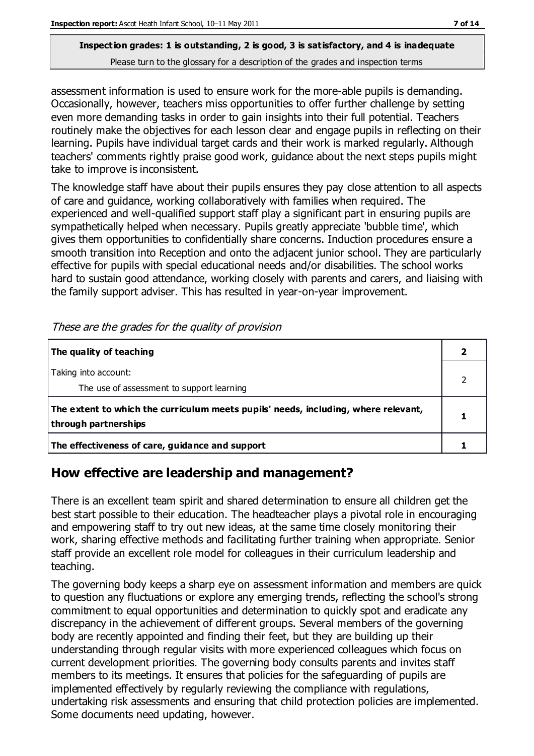assessment information is used to ensure work for the more-able pupils is demanding. Occasionally, however, teachers miss opportunities to offer further challenge by setting even more demanding tasks in order to gain insights into their full potential. Teachers routinely make the objectives for each lesson clear and engage pupils in reflecting on their learning. Pupils have individual target cards and their work is marked regularly. Although teachers' comments rightly praise good work, guidance about the next steps pupils might take to improve is inconsistent.

The knowledge staff have about their pupils ensures they pay close attention to all aspects of care and guidance, working collaboratively with families when required. The experienced and well-qualified support staff play a significant part in ensuring pupils are sympathetically helped when necessary. Pupils greatly appreciate 'bubble time', which gives them opportunities to confidentially share concerns. Induction procedures ensure a smooth transition into Reception and onto the adjacent junior school. They are particularly effective for pupils with special educational needs and/or disabilities. The school works hard to sustain good attendance, working closely with parents and carers, and liaising with the family support adviser. This has resulted in year-on-year improvement.

*These are the grades for the quality of provision*

| | |
|---|---|
| **The quality of teaching** | **2** |
| Taking into account:<br>The use of assessment to support learning | 2 |
| **The extent to which the curriculum meets pupils' needs, including, where relevant, through partnerships** | **1** |
| **The effectiveness of care, guidance and support** | **1** |

## How effective are leadership and management?

There is an excellent team spirit and shared determination to ensure all children get the best start possible to their education. The headteacher plays a pivotal role in encouraging and empowering staff to try out new ideas, at the same time closely monitoring their work, sharing effective methods and facilitating further training when appropriate. Senior staff provide an excellent role model for colleagues in their curriculum leadership and teaching.

The governing body keeps a sharp eye on assessment information and members are quick to question any fluctuations or explore any emerging trends, reflecting the school's strong commitment to equal opportunities and determination to quickly spot and eradicate any discrepancy in the achievement of different groups. Several members of the governing body are recently appointed and finding their feet, but they are building up their understanding through regular visits with more experienced colleagues which focus on current development priorities. The governing body consults parents and invites staff members to its meetings. It ensures that policies for the safeguarding of pupils are implemented effectively by regularly reviewing the compliance with regulations, undertaking risk assessments and ensuring that child protection policies are implemented. Some documents need updating, however.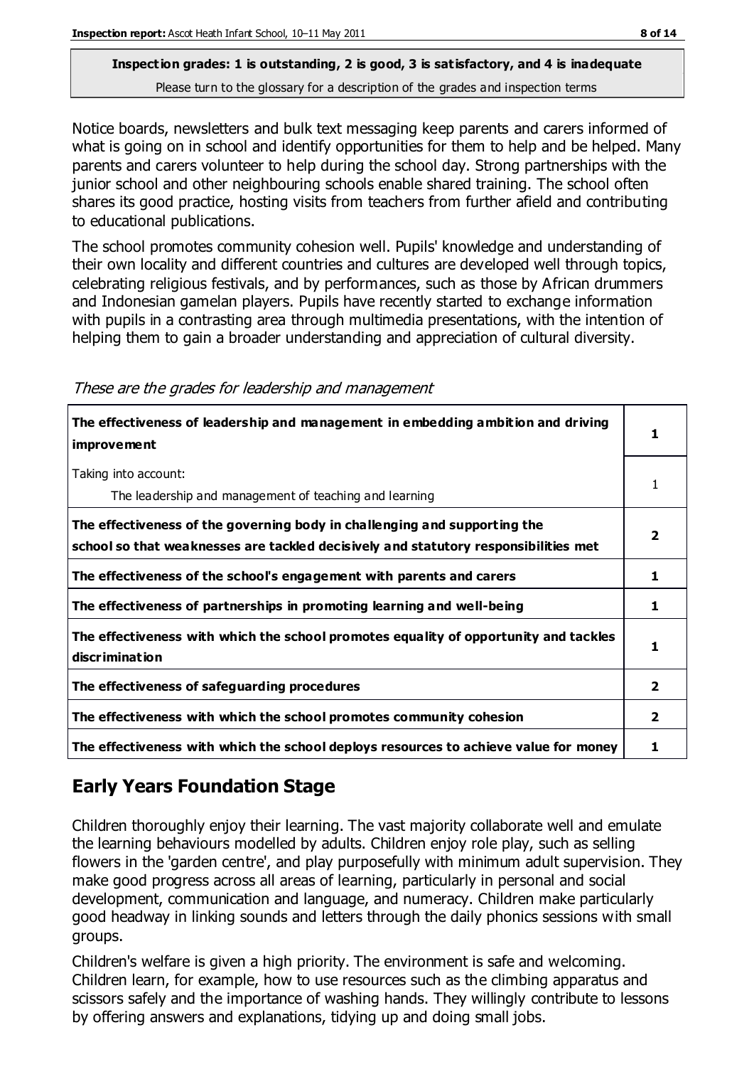**Inspection grades: 1 is outstanding, 2 is good, 3 is satisfactory, and 4 is inadequate**
Please turn to the glossary for a description of the grades and inspection terms

Notice boards, newsletters and bulk text messaging keep parents and carers informed of what is going on in school and identify opportunities for them to help and be helped. Many parents and carers volunteer to help during the school day. Strong partnerships with the junior school and other neighbouring schools enable shared training. The school often shares its good practice, hosting visits from teachers from further afield and contributing to educational publications.

The school promotes community cohesion well. Pupils' knowledge and understanding of their own locality and different countries and cultures are developed well through topics, celebrating religious festivals, and by performances, such as those by African drummers and Indonesian gamelan players. Pupils have recently started to exchange information with pupils in a contrasting area through multimedia presentations, with the intention of helping them to gain a broader understanding and appreciation of cultural diversity.

*These are the grades for leadership and management*

| | |
|---|---|
| **The effectiveness of leadership and management in embedding ambition and driving improvement** | **1** |
| Taking into account: The leadership and management of teaching and learning | 1 |
| **The effectiveness of the governing body in challenging and supporting the school so that weaknesses are tackled decisively and statutory responsibilities met** | **2** |
| **The effectiveness of the school's engagement with parents and carers** | **1** |
| **The effectiveness of partnerships in promoting learning and well-being** | **1** |
| **The effectiveness with which the school promotes equality of opportunity and tackles discrimination** | **1** |
| **The effectiveness of safeguarding procedures** | **2** |
| **The effectiveness with which the school promotes community cohesion** | **2** |
| **The effectiveness with which the school deploys resources to achieve value for money** | **1** |

## Early Years Foundation Stage

Children thoroughly enjoy their learning. The vast majority collaborate well and emulate the learning behaviours modelled by adults. Children enjoy role play, such as selling flowers in the 'garden centre', and play purposefully with minimum adult supervision. They make good progress across all areas of learning, particularly in personal and social development, communication and language, and numeracy. Children make particularly good headway in linking sounds and letters through the daily phonics sessions with small groups.

Children's welfare is given a high priority. The environment is safe and welcoming. Children learn, for example, how to use resources such as the climbing apparatus and scissors safely and the importance of washing hands. They willingly contribute to lessons by offering answers and explanations, tidying up and doing small jobs.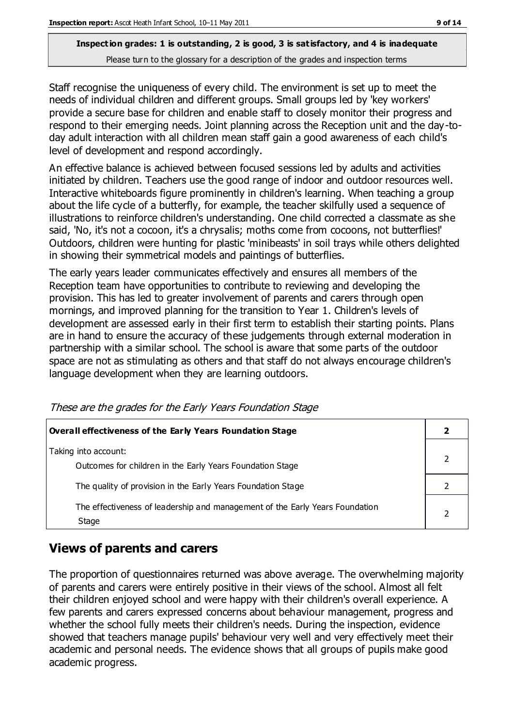**Inspection grades: 1 is outstanding, 2 is good, 3 is satisfactory, and 4 is inadequate**

Please turn to the glossary for a description of the grades and inspection terms

Staff recognise the uniqueness of every child. The environment is set up to meet the needs of individual children and different groups. Small groups led by 'key workers' provide a secure base for children and enable staff to closely monitor their progress and respond to their emerging needs. Joint planning across the Reception unit and the day-to-day adult interaction with all children mean staff gain a good awareness of each child's level of development and respond accordingly.

An effective balance is achieved between focused sessions led by adults and activities initiated by children. Teachers use the good range of indoor and outdoor resources well. Interactive whiteboards figure prominently in children's learning. When teaching a group about the life cycle of a butterfly, for example, the teacher skilfully used a sequence of illustrations to reinforce children's understanding. One child corrected a classmate as she said, 'No, it's not a cocoon, it's a chrysalis; moths come from cocoons, not butterflies!' Outdoors, children were hunting for plastic 'minibeasts' in soil trays while others delighted in showing their symmetrical models and paintings of butterflies.

The early years leader communicates effectively and ensures all members of the Reception team have opportunities to contribute to reviewing and developing the provision. This has led to greater involvement of parents and carers through open mornings, and improved planning for the transition to Year 1. Children's levels of development are assessed early in their first term to establish their starting points. Plans are in hand to ensure the accuracy of these judgements through external moderation in partnership with a similar school. The school is aware that some parts of the outdoor space are not as stimulating as others and that staff do not always encourage children's language development when they are learning outdoors.

*These are the grades for the Early Years Foundation Stage*

| **Overall effectiveness of the Early Years Foundation Stage** | **2** |
|---|---|
| Taking into account: Outcomes for children in the Early Years Foundation Stage | 2 |
| The quality of provision in the Early Years Foundation Stage | 2 |
| The effectiveness of leadership and management of the Early Years Foundation Stage | 2 |

## Views of parents and carers

The proportion of questionnaires returned was above average. The overwhelming majority of parents and carers were entirely positive in their views of the school. Almost all felt their children enjoyed school and were happy with their children's overall experience. A few parents and carers expressed concerns about behaviour management, progress and whether the school fully meets their children's needs. During the inspection, evidence showed that teachers manage pupils' behaviour very well and very effectively meet their academic and personal needs. The evidence shows that all groups of pupils make good academic progress.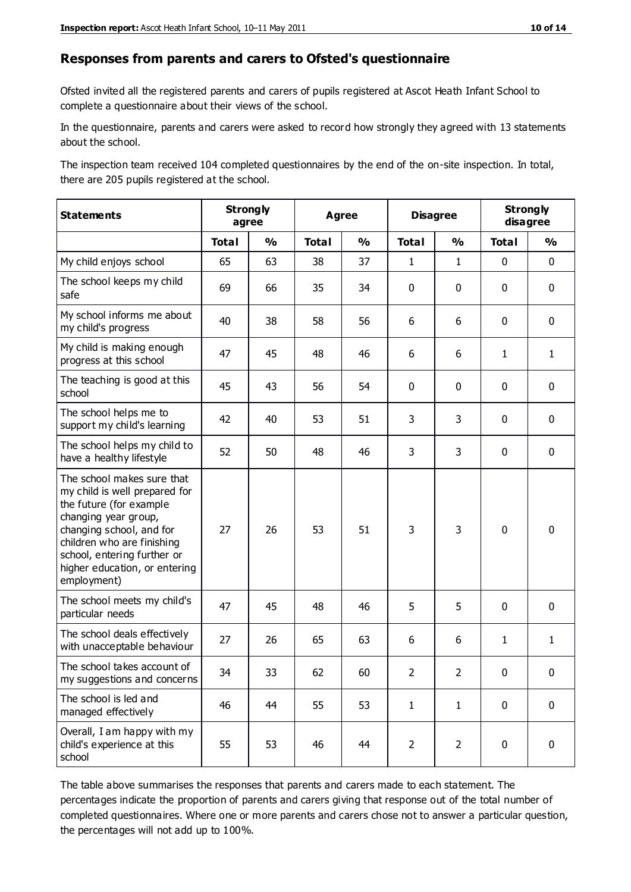## Responses from parents and carers to Ofsted's questionnaire

Ofsted invited all the registered parents and carers of pupils registered at Ascot Heath Infant School to complete a questionnaire about their views of the school.

In the questionnaire, parents and carers were asked to record how strongly they agreed with 13 statements about the school.

The inspection team received 104 completed questionnaires by the end of the on-site inspection. In total, there are 205 pupils registered at the school.

| Statements | Strongly agree | | Agree | | Disagree | | Strongly disagree | |
|---|---|---|---|---|---|---|---|---|
| | Total | % | Total | % | Total | % | Total | % |
| My child enjoys school | 65 | 63 | 38 | 37 | 1 | 1 | 0 | 0 |
| The school keeps my child safe | 69 | 66 | 35 | 34 | 0 | 0 | 0 | 0 |
| My school informs me about my child's progress | 40 | 38 | 58 | 56 | 6 | 6 | 0 | 0 |
| My child is making enough progress at this school | 47 | 45 | 48 | 46 | 6 | 6 | 1 | 1 |
| The teaching is good at this school | 45 | 43 | 56 | 54 | 0 | 0 | 0 | 0 |
| The school helps me to support my child's learning | 42 | 40 | 53 | 51 | 3 | 3 | 0 | 0 |
| The school helps my child to have a healthy lifestyle | 52 | 50 | 48 | 46 | 3 | 3 | 0 | 0 |
| The school makes sure that my child is well prepared for the future (for example changing year group, changing school, and for children who are finishing school, entering further or higher education, or entering employment) | 27 | 26 | 53 | 51 | 3 | 3 | 0 | 0 |
| The school meets my child's particular needs | 47 | 45 | 48 | 46 | 5 | 5 | 0 | 0 |
| The school deals effectively with unacceptable behaviour | 27 | 26 | 65 | 63 | 6 | 6 | 1 | 1 |
| The school takes account of my suggestions and concerns | 34 | 33 | 62 | 60 | 2 | 2 | 0 | 0 |
| The school is led and managed effectively | 46 | 44 | 55 | 53 | 1 | 1 | 0 | 0 |
| Overall, I am happy with my child's experience at this school | 55 | 53 | 46 | 44 | 2 | 2 | 0 | 0 |

The table above summarises the responses that parents and carers made to each statement. The percentages indicate the proportion of parents and carers giving that response out of the total number of completed questionnaires. Where one or more parents and carers chose not to answer a particular question, the percentages will not add up to 100%.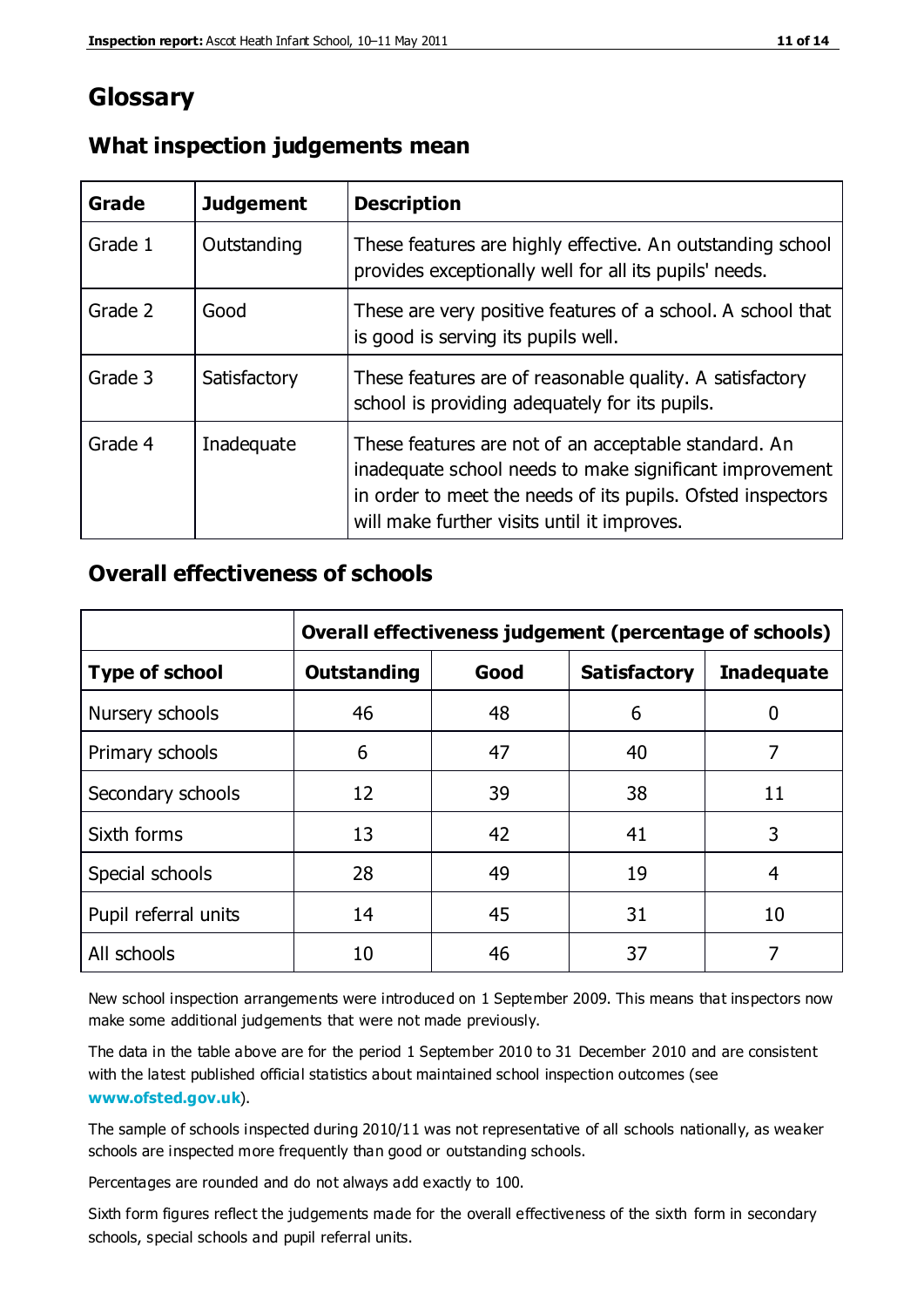# Glossary

## What inspection judgements mean

| Grade | Judgement | Description |
|---|---|---|
| Grade 1 | Outstanding | These features are highly effective. An outstanding school provides exceptionally well for all its pupils' needs. |
| Grade 2 | Good | These are very positive features of a school. A school that is good is serving its pupils well. |
| Grade 3 | Satisfactory | These features are of reasonable quality. A satisfactory school is providing adequately for its pupils. |
| Grade 4 | Inadequate | These features are not of an acceptable standard. An inadequate school needs to make significant improvement in order to meet the needs of its pupils. Ofsted inspectors will make further visits until it improves. |

## Overall effectiveness of schools

| | Overall effectiveness judgement (percentage of schools) | | | |
|---|---|---|---|---|
| **Type of school** | **Outstanding** | **Good** | **Satisfactory** | **Inadequate** |
| Nursery schools | 46 | 48 | 6 | 0 |
| Primary schools | 6 | 47 | 40 | 7 |
| Secondary schools | 12 | 39 | 38 | 11 |
| Sixth forms | 13 | 42 | 41 | 3 |
| Special schools | 28 | 49 | 19 | 4 |
| Pupil referral units | 14 | 45 | 31 | 10 |
| All schools | 10 | 46 | 37 | 7 |

New school inspection arrangements were introduced on 1 September 2009. This means that inspectors now make some additional judgements that were not made previously.

The data in the table above are for the period 1 September 2010 to 31 December 2010 and are consistent with the latest published official statistics about maintained school inspection outcomes (see **www.ofsted.gov.uk**).

The sample of schools inspected during 2010/11 was not representative of all schools nationally, as weaker schools are inspected more frequently than good or outstanding schools.

Percentages are rounded and do not always add exactly to 100.

Sixth form figures reflect the judgements made for the overall effectiveness of the sixth form in secondary schools, special schools and pupil referral units.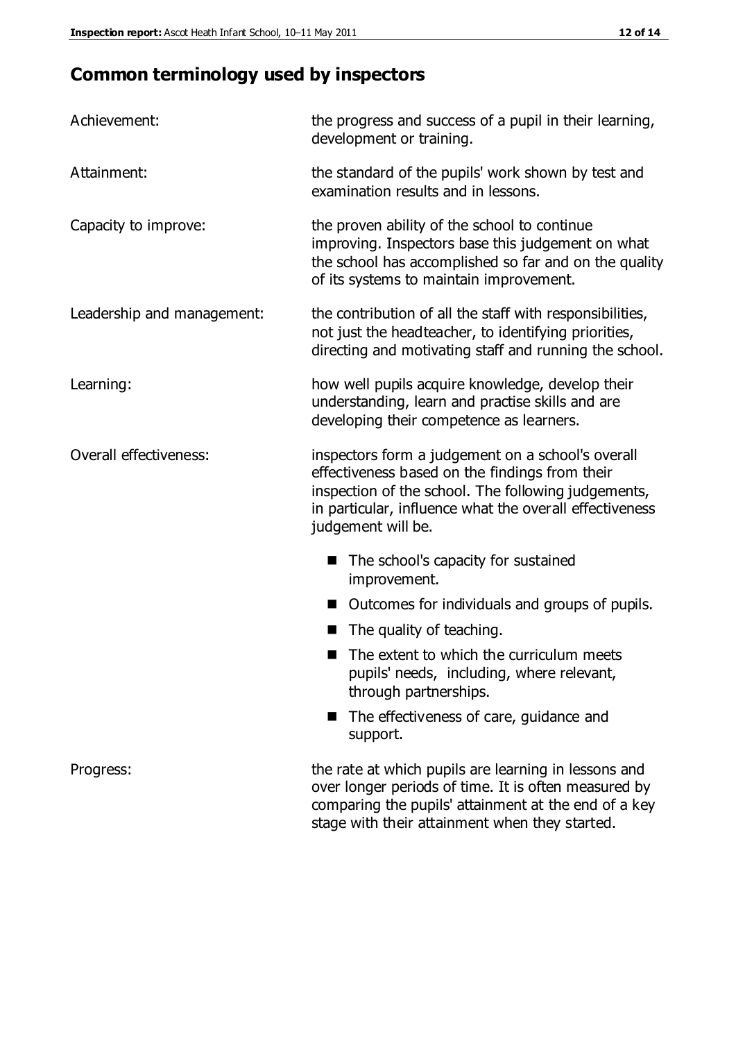# Common terminology used by inspectors

| | |
|---|---|
| Achievement: | the progress and success of a pupil in their learning, development or training. |
| Attainment: | the standard of the pupils' work shown by test and examination results and in lessons. |
| Capacity to improve: | the proven ability of the school to continue improving. Inspectors base this judgement on what the school has accomplished so far and on the quality of its systems to maintain improvement. |
| Leadership and management: | the contribution of all the staff with responsibilities, not just the headteacher, to identifying priorities, directing and motivating staff and running the school. |
| Learning: | how well pupils acquire knowledge, develop their understanding, learn and practise skills and are developing their competence as learners. |
| Overall effectiveness: | inspectors form a judgement on a school's overall effectiveness based on the findings from their inspection of the school. The following judgements, in particular, influence what the overall effectiveness judgement will be. <br>■ The school's capacity for sustained improvement.<br>■ Outcomes for individuals and groups of pupils.<br>■ The quality of teaching.<br>■ The extent to which the curriculum meets pupils' needs, including, where relevant, through partnerships.<br>■ The effectiveness of care, guidance and support. |
| Progress: | the rate at which pupils are learning in lessons and over longer periods of time. It is often measured by comparing the pupils' attainment at the end of a key stage with their attainment when they started. |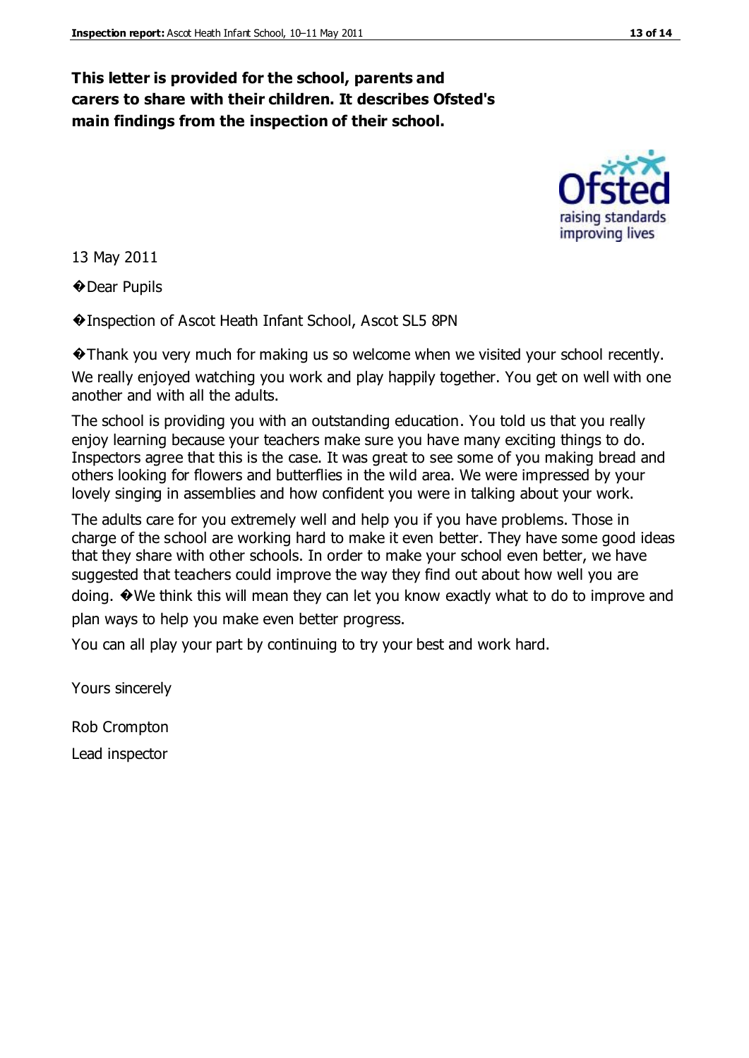**This letter is provided for the school, parents and carers to share with their children. It describes Ofsted's main findings from the inspection of their school.**

13 May 2011

�Dear Pupils

�Inspection of Ascot Heath Infant School, Ascot SL5 8PN

�Thank you very much for making us so welcome when we visited your school recently. We really enjoyed watching you work and play happily together. You get on well with one another and with all the adults.

The school is providing you with an outstanding education. You told us that you really enjoy learning because your teachers make sure you have many exciting things to do. Inspectors agree that this is the case. It was great to see some of you making bread and others looking for flowers and butterflies in the wild area. We were impressed by your lovely singing in assemblies and how confident you were in talking about your work.

The adults care for you extremely well and help you if you have problems. Those in charge of the school are working hard to make it even better. They have some good ideas that they share with other schools. In order to make your school even better, we have suggested that teachers could improve the way they find out about how well you are doing. �We think this will mean they can let you know exactly what to do to improve and plan ways to help you make even better progress.

You can all play your part by continuing to try your best and work hard.

Yours sincerely

Rob Crompton

Lead inspector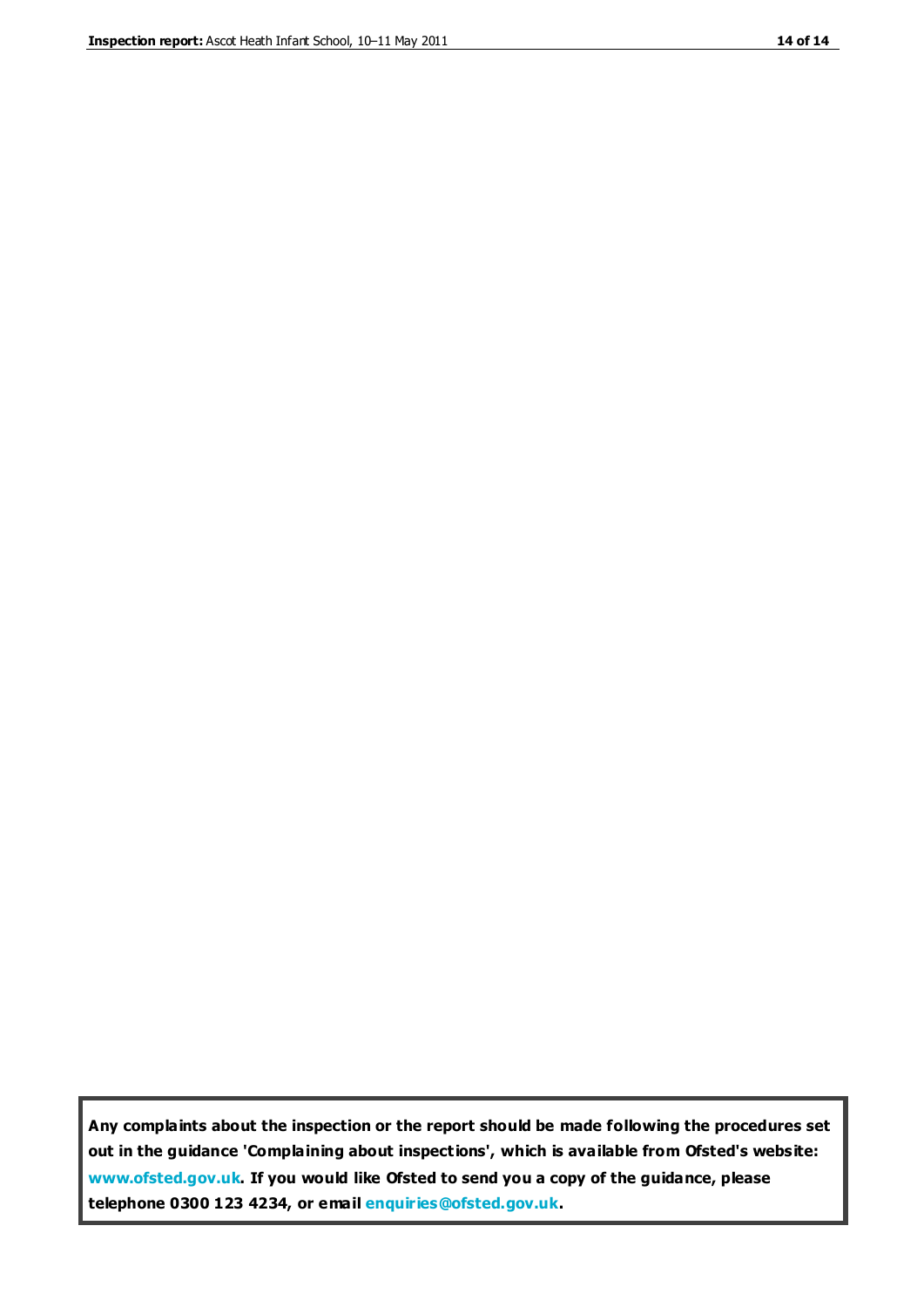**Any complaints about the inspection or the report should be made following the procedures set out in the guidance 'Complaining about inspections', which is available from Ofsted's website: www.ofsted.gov.uk. If you would like Ofsted to send you a copy of the guidance, please telephone 0300 123 4234, or email enquiries@ofsted.gov.uk.**